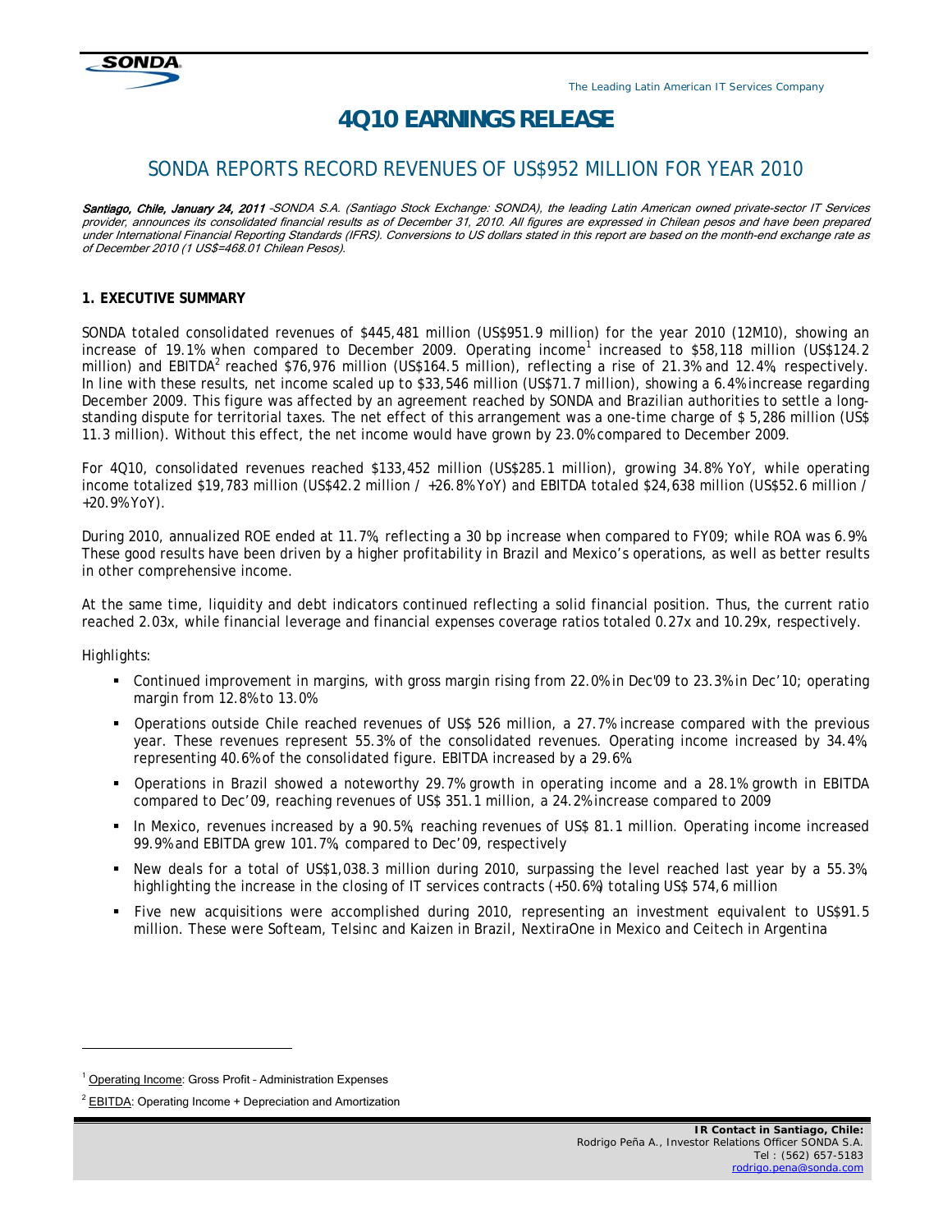# 4Q10 EARNINGS RELEASE

## SONDA REPORTS RECORD REVENUES OF US$952 MILLION FOR YEAR 2010

***Santiago, Chile, January 24, 2011*** *-SONDA S.A. (Santiago Stock Exchange: SONDA), the leading Latin American owned private-sector IT Services provider, announces its consolidated financial results as of December 31, 2010. All figures are expressed in Chilean pesos and have been prepared under International Financial Reporting Standards (IFRS). Conversions to US dollars stated in this report are based on the month-end exchange rate as of December 2010 (1 US$=468.01 Chilean Pesos).*

### 1. EXECUTIVE SUMMARY

SONDA totaled consolidated revenues of $445,481 million (US$951.9 million) for the year 2010 (12M10), showing an increase of 19.1% when compared to December 2009. Operating income[1] increased to $58,118 million (US$124.2 million) and EBITDA[2] reached $76,976 million (US$164.5 million), reflecting a rise of 21.3% and 12.4%, respectively. In line with these results, net income scaled up to $33,546 million (US$71.7 million), showing a 6.4% increase regarding December 2009. This figure was affected by an agreement reached by SONDA and Brazilian authorities to settle a long-standing dispute for territorial taxes. The net effect of this arrangement was a one-time charge of $ 5,286 million (US$ 11.3 million). Without this effect, the net income would have grown by 23.0% compared to December 2009.

For 4Q10, consolidated revenues reached $133,452 million (US$285.1 million), growing 34.8% YoY, while operating income totalized $19,783 million (US$42.2 million / +26.8% YoY) and EBITDA totaled $24,638 million (US$52.6 million / +20.9% YoY).

During 2010, annualized ROE ended at 11.7%, reflecting a 30 bp increase when compared to FY09; while ROA was 6.9%. These good results have been driven by a higher profitability in Brazil and Mexico's operations, as well as better results in other comprehensive income.

At the same time, liquidity and debt indicators continued reflecting a solid financial position. Thus, the current ratio reached 2.03x, while financial leverage and financial expenses coverage ratios totaled 0.27x and 10.29x, respectively.

Highlights:

- Continued improvement in margins, with gross margin rising from 22.0% in Dec'09 to 23.3% in Dec'10; operating margin from 12.8% to 13.0%
- Operations outside Chile reached revenues of US$ 526 million, a 27.7% increase compared with the previous year. These revenues represent 55.3% of the consolidated revenues. Operating income increased by 34.4%, representing 40.6% of the consolidated figure. EBITDA increased by a 29.6%.
- Operations in Brazil showed a noteworthy 29.7% growth in operating income and a 28.1% growth in EBITDA compared to Dec'09, reaching revenues of US$ 351.1 million, a 24.2% increase compared to 2009
- In Mexico, revenues increased by a 90.5%, reaching revenues of US$ 81.1 million. Operating income increased 99.9% and EBITDA grew 101.7%, compared to Dec'09, respectively
- New deals for a total of US$1,038.3 million during 2010, surpassing the level reached last year by a 55.3%, highlighting the increase in the closing of IT services contracts (+50.6%) totaling US$ 574,6 million
- Five new acquisitions were accomplished during 2010, representing an investment equivalent to US$91.5 million. These were Softeam, Telsinc and Kaizen in Brazil, NextiraOne in Mexico and Ceitech in Argentina

---

[1] Operating Income: Gross Profit - Administration Expenses

[2] EBITDA: Operating Income + Depreciation and Amortization

**IR Contact in Santiago, Chile:**
Rodrigo Peña A., Investor Relations Officer SONDA S.A.
Tel : (562) 657-5183
rodrigo.pena@sonda.com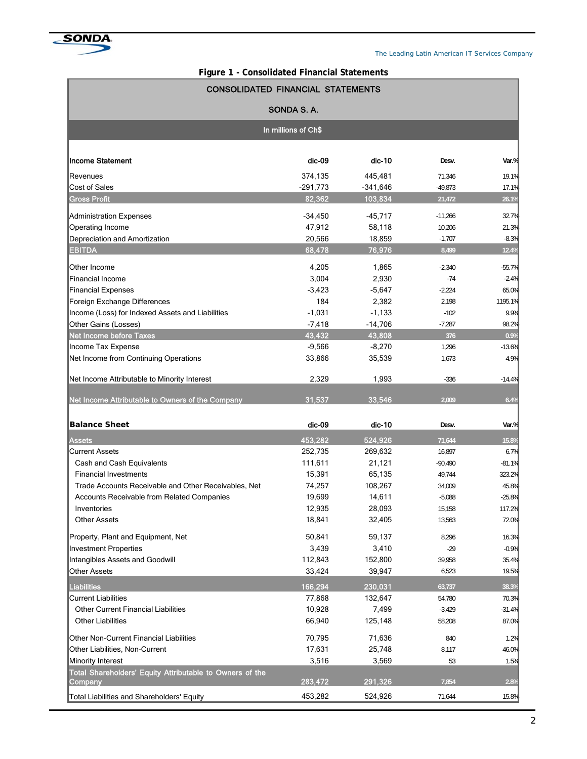**Figure 1 - Consolidated Financial Statements**

| CONSOLIDATED FINANCIAL STATEMENTS | | | | |
|---|---|---|---|---|
| SONDA S. A. | | | | |
| In millions of Ch$ | | | | |
| **Income Statement** | **dic-09** | **dic-10** | **Desv.** | **Var.%** |
| Revenues | 374,135 | 445,481 | 71,346 | 19.1% |
| Cost of Sales | -291,773 | -341,646 | -49,873 | 17.1% |
| **Gross Profit** | **82,362** | **103,834** | **21,472** | **26.1%** |
| Administration Expenses | -34,450 | -45,717 | -11,266 | 32.7% |
| Operating Income | 47,912 | 58,118 | 10,206 | 21.3% |
| Depreciation and Amortization | 20,566 | 18,859 | -1,707 | -8.3% |
| **EBITDA** | **68,478** | **76,976** | **8,499** | **12.4%** |
| Other Income | 4,205 | 1,865 | -2,340 | -55.7% |
| Financial Income | 3,004 | 2,930 | -74 | -2.4% |
| Financial Expenses | -3,423 | -5,647 | -2,224 | 65.0% |
| Foreign Exchange Differences | 184 | 2,382 | 2,198 | 1195.1% |
| Income (Loss) for Indexed Assets and Liabilities | -1,031 | -1,133 | -102 | 9.9% |
| Other Gains (Losses) | -7,418 | -14,706 | -7,287 | 98.2% |
| **Net Income before Taxes** | **43,432** | **43,808** | **376** | **0.9%** |
| Income Tax Expense | -9,566 | -8,270 | 1,296 | -13.6% |
| Net Income from Continuing Operations | 33,866 | 35,539 | 1,673 | 4.9% |
| Net Income Attributable to Minority Interest | 2,329 | 1,993 | -336 | -14.4% |
| **Net Income Attributable to Owners of the Company** | **31,537** | **33,546** | **2,009** | **6.4%** |
| **Balance Sheet** | **dic-09** | **dic-10** | **Desv.** | **Var.%** |
| **Assets** | **453,282** | **524,926** | **71,644** | **15.8%** |
| Current Assets | 252,735 | 269,632 | 16,897 | 6.7% |
| Cash and Cash Equivalents | 111,611 | 21,121 | -90,490 | -81.1% |
| Financial Investments | 15,391 | 65,135 | 49,744 | 323.2% |
| Trade Accounts Receivable and Other Receivables, Net | 74,257 | 108,267 | 34,009 | 45.8% |
| Accounts Receivable from Related Companies | 19,699 | 14,611 | -5,088 | -25.8% |
| Inventories | 12,935 | 28,093 | 15,158 | 117.2% |
| Other Assets | 18,841 | 32,405 | 13,563 | 72.0% |
| Property, Plant and Equipment, Net | 50,841 | 59,137 | 8,296 | 16.3% |
| Investment Properties | 3,439 | 3,410 | -29 | -0.9% |
| Intangibles Assets and Goodwill | 112,843 | 152,800 | 39,958 | 35.4% |
| Other Assets | 33,424 | 39,947 | 6,523 | 19.5% |
| **Liabilities** | **166,294** | **230,031** | **63,737** | **38.3%** |
| Current Liabilities | 77,868 | 132,647 | 54,780 | 70.3% |
| Other Current Financial Liabilities | 10,928 | 7,499 | -3,429 | -31.4% |
| Other Liabilities | 66,940 | 125,148 | 58,208 | 87.0% |
| Other Non-Current Financial Liabilities | 70,795 | 71,636 | 840 | 1.2% |
| Other Liabilities, Non-Current | 17,631 | 25,748 | 8,117 | 46.0% |
| Minority Interest | 3,516 | 3,569 | 53 | 1.5% |
| **Total Shareholders' Equity Attributable to Owners of the Company** | **283,472** | **291,326** | **7,854** | **2.8%** |
| Total Liabilities and Shareholders' Equity | 453,282 | 524,926 | 71,644 | 15.8% |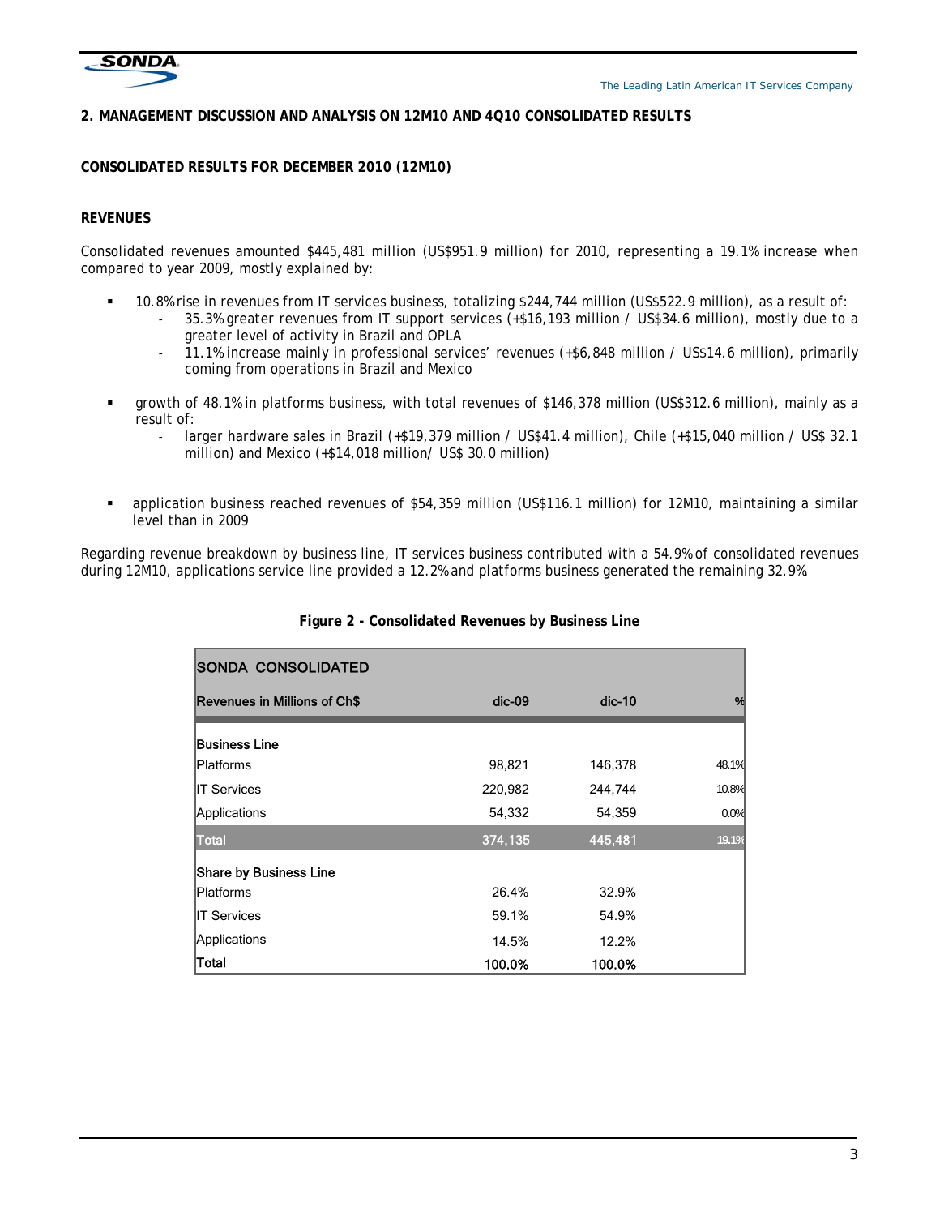## 2. MANAGEMENT DISCUSSION AND ANALYSIS ON 12M10 AND 4Q10 CONSOLIDATED RESULTS

### CONSOLIDATED RESULTS FOR DECEMBER 2010 (12M10)

### REVENUES

Consolidated revenues amounted $445,481 million (US$951.9 million) for 2010, representing a 19.1% increase when compared to year 2009, mostly explained by:

- 10.8% rise in revenues from IT services business, totalizing $244,744 million (US$522.9 million), as a result of:
  - 35.3% greater revenues from IT support services (+$16,193 million / US$34.6 million), mostly due to a greater level of activity in Brazil and OPLA
  - 11.1% increase mainly in professional services' revenues (+$6,848 million / US$14.6 million), primarily coming from operations in Brazil and Mexico
- growth of 48.1% in platforms business, with total revenues of $146,378 million (US$312.6 million), mainly as a result of:
  - larger hardware sales in Brazil (+$19,379 million / US$41.4 million), Chile (+$15,040 million / US$ 32.1 million) and Mexico (+$14,018 million/ US$ 30.0 million)
- application business reached revenues of $54,359 million (US$116.1 million) for 12M10, maintaining a similar level than in 2009

Regarding revenue breakdown by business line, IT services business contributed with a 54.9% of consolidated revenues during 12M10, applications service line provided a 12.2% and platforms business generated the remaining 32.9%

**Figure 2 - Consolidated Revenues by Business Line**

| SONDA CONSOLIDATED | | | |
|---|---|---|---|
| **Revenues in Millions of Ch$** | **dic-09** | **dic-10** | **%** |
| **Business Line** | | | |
| Platforms | 98,821 | 146,378 | 48.1% |
| IT Services | 220,982 | 244,744 | 10.8% |
| Applications | 54,332 | 54,359 | 0.0% |
| **Total** | **374,135** | **445,481** | **19.1%** |
| **Share by Business Line** | | | |
| Platforms | 26.4% | 32.9% | |
| IT Services | 59.1% | 54.9% | |
| Applications | 14.5% | 12.2% | |
| **Total** | **100.0%** | **100.0%** | |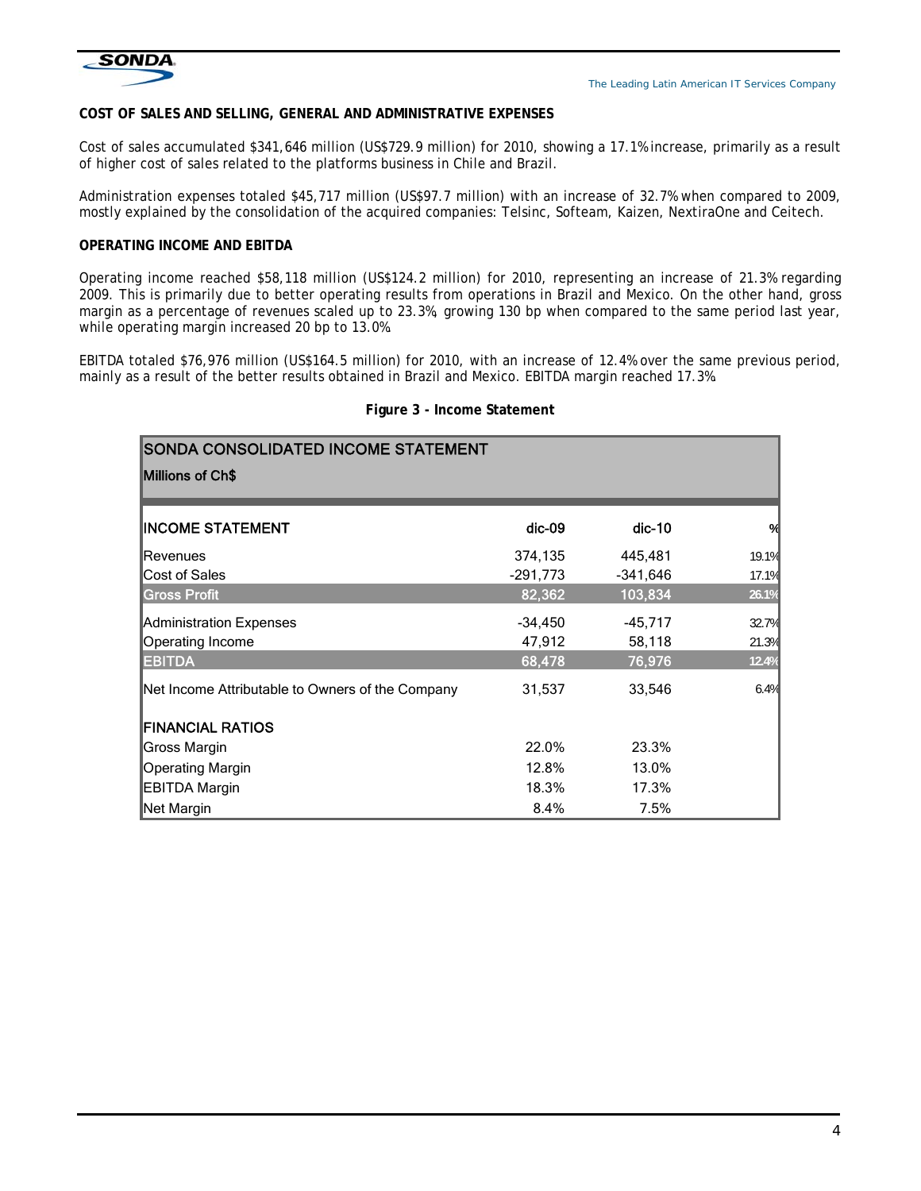**COST OF SALES AND SELLING, GENERAL AND ADMINISTRATIVE EXPENSES**

Cost of sales accumulated $341,646 million (US$729.9 million) for 2010, showing a 17.1% increase, primarily as a result of higher cost of sales related to the platforms business in Chile and Brazil.

Administration expenses totaled $45,717 million (US$97.7 million) with an increase of 32.7% when compared to 2009, mostly explained by the consolidation of the acquired companies: Telsinc, Softeam, Kaizen, NextiraOne and Ceitech.

**OPERATING INCOME AND EBITDA**

Operating income reached $58,118 million (US$124.2 million) for 2010, representing an increase of 21.3% regarding 2009. This is primarily due to better operating results from operations in Brazil and Mexico. On the other hand, gross margin as a percentage of revenues scaled up to 23.3%, growing 130 bp when compared to the same period last year, while operating margin increased 20 bp to 13.0%.

EBITDA totaled $76,976 million (US$164.5 million) for 2010, with an increase of 12.4% over the same previous period, mainly as a result of the better results obtained in Brazil and Mexico. EBITDA margin reached 17.3%.

**Figure 3 - Income Statement**

| SONDA CONSOLIDATED INCOME STATEMENT<br>Millions of Ch$ | | | |
|---|---|---|---|
| **INCOME STATEMENT** | **dic-09** | **dic-10** | **%** |
| Revenues | 374,135 | 445,481 | 19.1% |
| Cost of Sales | -291,773 | -341,646 | 17.1% |
| **Gross Profit** | **82,362** | **103,834** | **26.1%** |
| Administration Expenses | -34,450 | -45,717 | 32.7% |
| Operating Income | 47,912 | 58,118 | 21.3% |
| **EBITDA** | **68,478** | **76,976** | **12.4%** |
| Net Income Attributable to Owners of the Company | 31,537 | 33,546 | 6.4% |
| **FINANCIAL RATIOS** | | | |
| Gross Margin | 22.0% | 23.3% | |
| Operating Margin | 12.8% | 13.0% | |
| EBITDA Margin | 18.3% | 17.3% | |
| Net Margin | 8.4% | 7.5% | |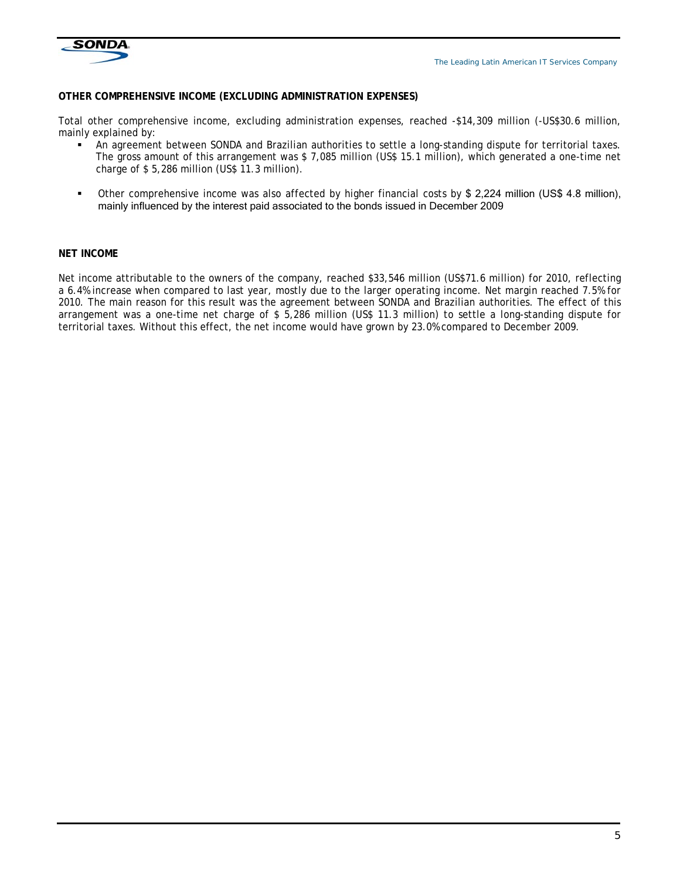**OTHER COMPREHENSIVE INCOME (EXCLUDING ADMINISTRATION EXPENSES)**

Total other comprehensive income, excluding administration expenses, reached -$14,309 million (-US$30.6 million, mainly explained by:

- An agreement between SONDA and Brazilian authorities to settle a long-standing dispute for territorial taxes. The gross amount of this arrangement was $ 7,085 million (US$ 15.1 million), which generated a one-time net charge of $ 5,286 million (US$ 11.3 million).
- Other comprehensive income was also affected by higher financial costs by $ 2,224 million (US$ 4.8 million), mainly influenced by the interest paid associated to the bonds issued in December 2009

**NET INCOME**

Net income attributable to the owners of the company, reached $33,546 million (US$71.6 million) for 2010, reflecting a 6.4% increase when compared to last year, mostly due to the larger operating income. Net margin reached 7.5% for 2010. The main reason for this result was the agreement between SONDA and Brazilian authorities. The effect of this arrangement was a one-time net charge of $ 5,286 million (US$ 11.3 million) to settle a long-standing dispute for territorial taxes. Without this effect, the net income would have grown by 23.0% compared to December 2009.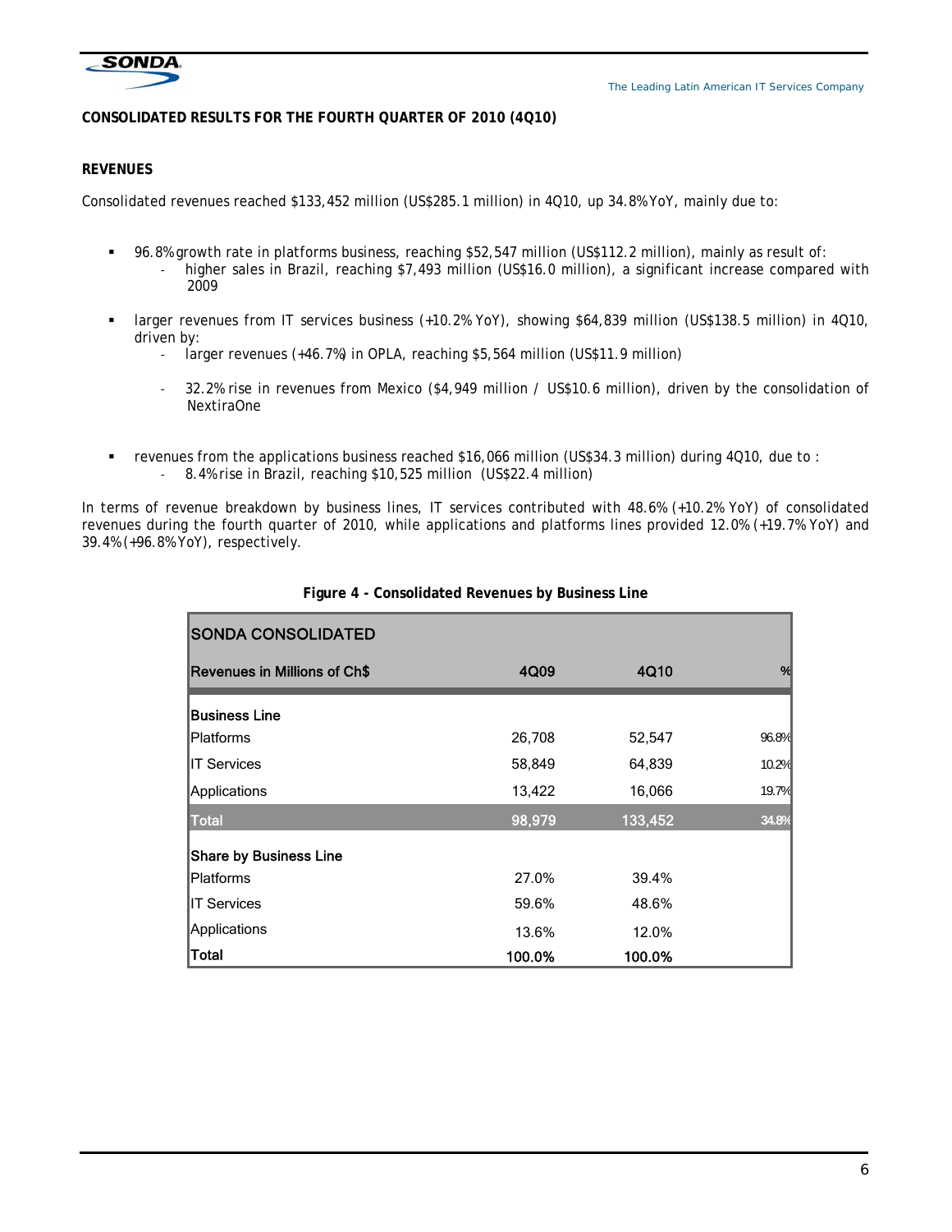## CONSOLIDATED RESULTS FOR THE FOURTH QUARTER OF 2010 (4Q10)

### REVENUES

Consolidated revenues reached $133,452 million (US$285.1 million) in 4Q10, up 34.8% YoY, mainly due to:

- 96.8% growth rate in platforms business, reaching $52,547 million (US$112.2 million), mainly as result of:
  - higher sales in Brazil, reaching $7,493 million (US$16.0 million), a significant increase compared with 2009
- larger revenues from IT services business (+10.2% YoY), showing $64,839 million (US$138.5 million) in 4Q10, driven by:
  - larger revenues (+46.7%) in OPLA, reaching $5,564 million (US$11.9 million)
  - 32.2% rise in revenues from Mexico ($4,949 million / US$10.6 million), driven by the consolidation of NextiraOne
- revenues from the applications business reached $16,066 million (US$34.3 million) during 4Q10, due to :
  - 8.4% rise in Brazil, reaching $10,525 million (US$22.4 million)

In terms of revenue breakdown by business lines, IT services contributed with 48.6% (+10.2% YoY) of consolidated revenues during the fourth quarter of 2010, while applications and platforms lines provided 12.0% (+19.7% YoY) and 39.4% (+96.8% YoY), respectively.

**Figure 4 - Consolidated Revenues by Business Line**

| SONDA CONSOLIDATED | | | |
|---|---|---|---|
| **Revenues in Millions of Ch$** | **4Q09** | **4Q10** | **%** |
| **Business Line** | | | |
| Platforms | 26,708 | 52,547 | 96.8% |
| IT Services | 58,849 | 64,839 | 10.2% |
| Applications | 13,422 | 16,066 | 19.7% |
| **Total** | **98,979** | **133,452** | **34.8%** |
| **Share by Business Line** | | | |
| Platforms | 27.0% | 39.4% | |
| IT Services | 59.6% | 48.6% | |
| Applications | 13.6% | 12.0% | |
| **Total** | **100.0%** | **100.0%** | |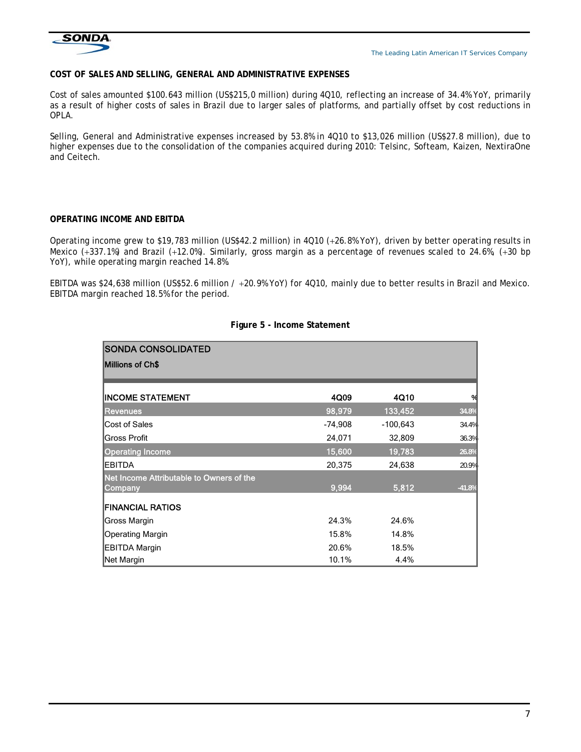**COST OF SALES AND SELLING, GENERAL AND ADMINISTRATIVE EXPENSES**

Cost of sales amounted $100.643 million (US$215,0 million) during 4Q10, reflecting an increase of 34.4% YoY, primarily as a result of higher costs of sales in Brazil due to larger sales of platforms, and partially offset by cost reductions in OPLA.

Selling, General and Administrative expenses increased by 53.8% in 4Q10 to $13,026 million (US$27.8 million), due to higher expenses due to the consolidation of the companies acquired during 2010: Telsinc, Softeam, Kaizen, NextiraOne and Ceitech.

**OPERATING INCOME AND EBITDA**

Operating income grew to $19,783 million (US$42.2 million) in 4Q10 (+26.8% YoY), driven by better operating results in Mexico (+337.1%) and Brazil (+12.0%). Similarly, gross margin as a percentage of revenues scaled to 24.6%, (+30 bp YoY), while operating margin reached 14.8%.

EBITDA was $24,638 million (US$52.6 million / +20.9% YoY) for 4Q10, mainly due to better results in Brazil and Mexico. EBITDA margin reached 18.5% for the period.

**Figure 5 - Income Statement**

| SONDA CONSOLIDATED<br>Millions of Ch$ | | | |
|---|---|---|---|
| **INCOME STATEMENT** | **4Q09** | **4Q10** | **%** |
| Revenues | 98,979 | 133,452 | 34.8% |
| Cost of Sales | -74,908 | -100,643 | 34.4% |
| Gross Profit | 24,071 | 32,809 | 36.3% |
| Operating Income | 15,600 | 19,783 | 26.8% |
| EBITDA | 20,375 | 24,638 | 20.9% |
| Net Income Attributable to Owners of the Company | 9,994 | 5,812 | -41.8% |
| **FINANCIAL RATIOS** | | | |
| Gross Margin | 24.3% | 24.6% | |
| Operating Margin | 15.8% | 14.8% | |
| EBITDA Margin | 20.6% | 18.5% | |
| Net Margin | 10.1% | 4.4% | |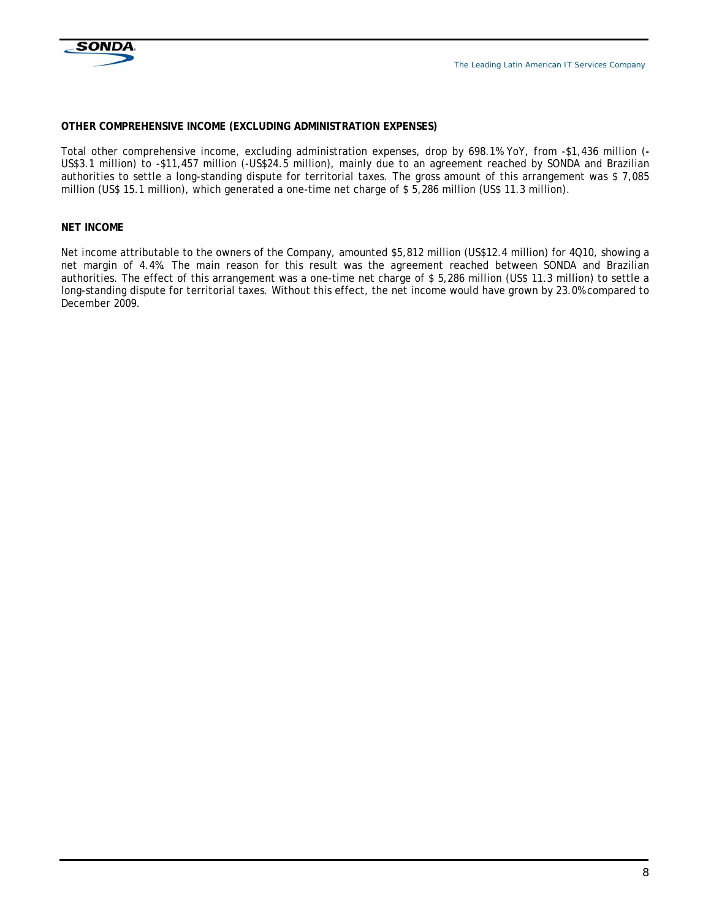**OTHER COMPREHENSIVE INCOME (EXCLUDING ADMINISTRATION EXPENSES)**

Total other comprehensive income, excluding administration expenses, drop by 698.1% YoY, from -$1,436 million (-US$3.1 million) to -$11,457 million (-US$24.5 million), mainly due to an agreement reached by SONDA and Brazilian authorities to settle a long-standing dispute for territorial taxes. The gross amount of this arrangement was $ 7,085 million (US$ 15.1 million), which generated a one-time net charge of $ 5,286 million (US$ 11.3 million).

**NET INCOME**

Net income attributable to the owners of the Company, amounted $5,812 million (US$12.4 million) for 4Q10, showing a net margin of 4.4%. The main reason for this result was the agreement reached between SONDA and Brazilian authorities. The effect of this arrangement was a one-time net charge of $ 5,286 million (US$ 11.3 million) to settle a long-standing dispute for territorial taxes. Without this effect, the net income would have grown by 23.0% compared to December 2009.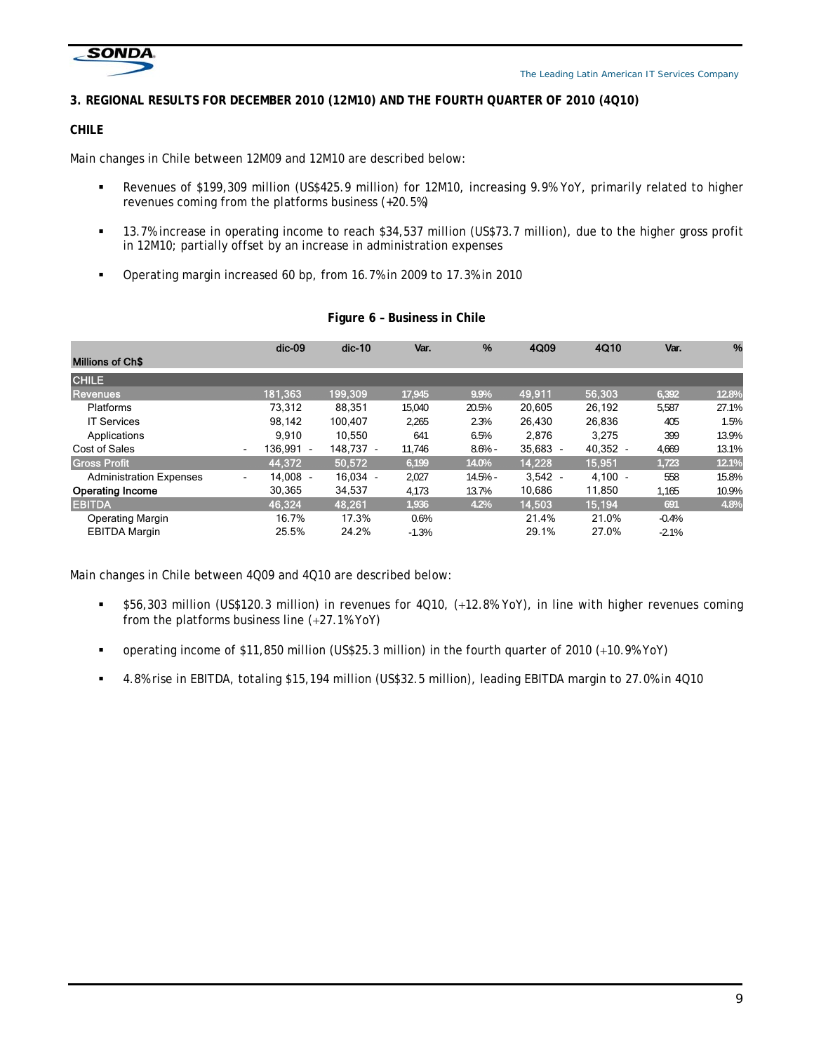## 3. REGIONAL RESULTS FOR DECEMBER 2010 (12M10) AND THE FOURTH QUARTER OF 2010 (4Q10)

### CHILE

Main changes in Chile between 12M09 and 12M10 are described below:

- Revenues of $199,309 million (US$425.9 million) for 12M10, increasing 9.9% YoY, primarily related to higher revenues coming from the platforms business (+20.5%)
- 13.7% increase in operating income to reach $34,537 million (US$73.7 million), due to the higher gross profit in 12M10; partially offset by an increase in administration expenses
- Operating margin increased 60 bp, from 16.7% in 2009 to 17.3% in 2010

**Figure 6 – Business in Chile**

| Millions of Ch$ | dic-09 | dic-10 | Var. | % | 4Q09 | 4Q10 | Var. | % |
|---|---|---|---|---|---|---|---|---|
| **CHILE** | | | | | | | | |
| **Revenues** | 181,363 | 199,309 | 17,945 | 9.9% | 49,911 | 56,303 | 6,392 | 12.8% |
| Platforms | 73,312 | 88,351 | 15,040 | 20.5% | 20,605 | 26,192 | 5,587 | 27.1% |
| IT Services | 98,142 | 100,407 | 2,265 | 2.3% | 26,430 | 26,836 | 405 | 1.5% |
| Applications | 9,910 | 10,550 | 641 | 6.5% | 2,876 | 3,275 | 399 | 13.9% |
| Cost of Sales | - 136,991 | - 148,737 | - 11,746 | 8.6% | - 35,683 | - 40,352 | - 4,669 | 13.1% |
| **Gross Profit** | 44,372 | 50,572 | 6,199 | 14.0% | 14,228 | 15,951 | 1,723 | 12.1% |
| Administration Expenses | - 14,008 | - 16,034 | - 2,027 | 14.5% | - 3,542 | - 4,100 | - 558 | 15.8% |
| **Operating Income** | 30,365 | 34,537 | 4,173 | 13.7% | 10,686 | 11,850 | 1,165 | 10.9% |
| **EBITDA** | 46,324 | 48,261 | 1,936 | 4.2% | 14,503 | 15,194 | 691 | 4.8% |
| Operating Margin | 16.7% | 17.3% | 0.6% | | 21.4% | 21.0% | -0.4% | |
| EBITDA Margin | 25.5% | 24.2% | -1.3% | | 29.1% | 27.0% | -2.1% | |

Main changes in Chile between 4Q09 and 4Q10 are described below:

- $56,303 million (US$120.3 million) in revenues for 4Q10, (+12.8% YoY), in line with higher revenues coming from the platforms business line (+27.1% YoY)
- operating income of $11,850 million (US$25.3 million) in the fourth quarter of 2010 (+10.9% YoY)
- 4.8% rise in EBITDA, totaling $15,194 million (US$32.5 million), leading EBITDA margin to 27.0% in 4Q10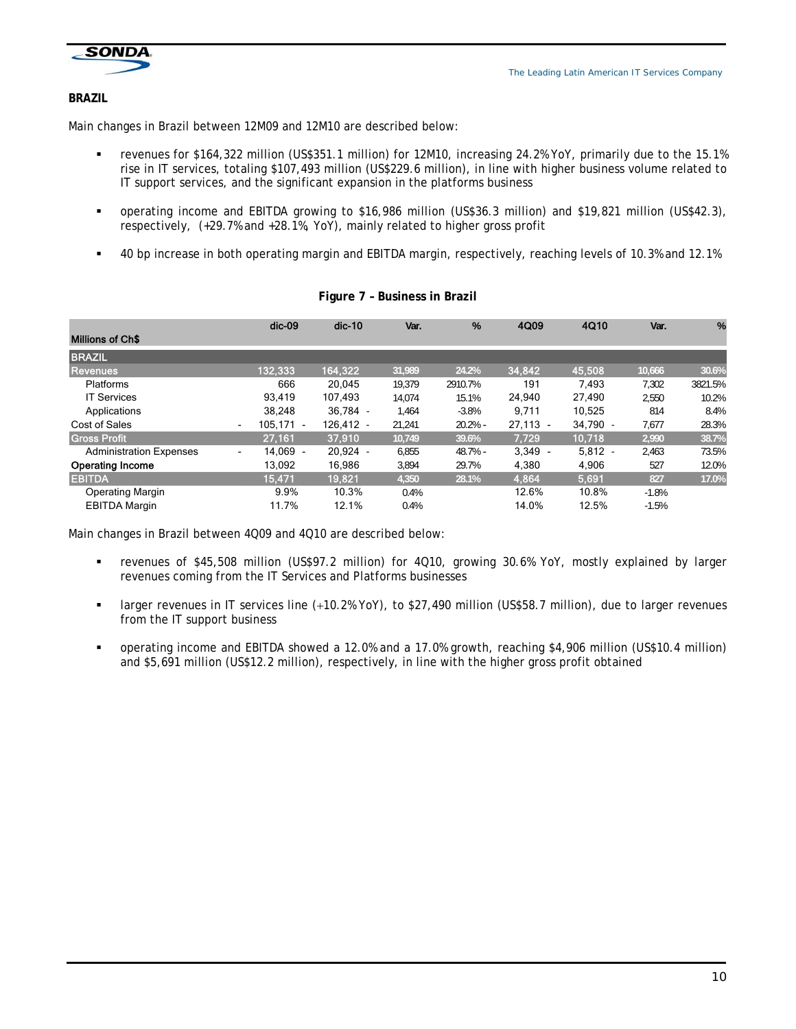**BRAZIL**

Main changes in Brazil between 12M09 and 12M10 are described below:

- revenues for $164,322 million (US$351.1 million) for 12M10, increasing 24.2% YoY, primarily due to the 15.1% rise in IT services, totaling $107,493 million (US$229.6 million), in line with higher business volume related to IT support services, and the significant expansion in the platforms business

- operating income and EBITDA growing to $16,986 million (US$36.3 million) and $19,821 million (US$42.3), respectively, (+29.7% and +28.1%, YoY), mainly related to higher gross profit

- 40 bp increase in both operating margin and EBITDA margin, respectively, reaching levels of 10.3% and 12.1%

**Figure 7 – Business in Brazil**

| Millions of Ch$ | dic-09 | dic-10 | Var. | % | 4Q09 | 4Q10 | Var. | % |
|---|---|---|---|---|---|---|---|---|
| **BRAZIL** | | | | | | | | |
| **Revenues** | 132,333 | 164,322 | 31,989 | 24.2% | 34,842 | 45,508 | 10,666 | 30.6% |
| Platforms | 666 | 20,045 | 19,379 | 2910.7% | 191 | 7,493 | 7,302 | 3821.5% |
| IT Services | 93,419 | 107,493 | 14,074 | 15.1% | 24,940 | 27,490 | 2,550 | 10.2% |
| Applications | 38,248 | 36,784 | -1,464 | -3.8% | 9,711 | 10,525 | 814 | 8.4% |
| Cost of Sales | -105,171 | -126,412 | -21,241 | 20.2% | -27,113 | -34,790 | -7,677 | 28.3% |
| **Gross Profit** | 27,161 | 37,910 | 10,749 | 39.6% | 7,729 | 10,718 | 2,990 | 38.7% |
| Administration Expenses | -14,069 | -20,924 | -6,855 | 48.7% | -3,349 | -5,812 | -2,463 | 73.5% |
| **Operating Income** | 13,092 | 16,986 | 3,894 | 29.7% | 4,380 | 4,906 | 527 | 12.0% |
| **EBITDA** | 15,471 | 19,821 | 4,350 | 28.1% | 4,864 | 5,691 | 827 | 17.0% |
| Operating Margin | 9.9% | 10.3% | 0.4% | | 12.6% | 10.8% | -1.8% | |
| EBITDA Margin | 11.7% | 12.1% | 0.4% | | 14.0% | 12.5% | -1.5% | |

Main changes in Brazil between 4Q09 and 4Q10 are described below:

- revenues of $45,508 million (US$97.2 million) for 4Q10, growing 30.6% YoY, mostly explained by larger revenues coming from the IT Services and Platforms businesses

- larger revenues in IT services line (+10.2% YoY), to $27,490 million (US$58.7 million), due to larger revenues from the IT support business

- operating income and EBITDA showed a 12.0% and a 17.0% growth, reaching $4,906 million (US$10.4 million) and $5,691 million (US$12.2 million), respectively, in line with the higher gross profit obtained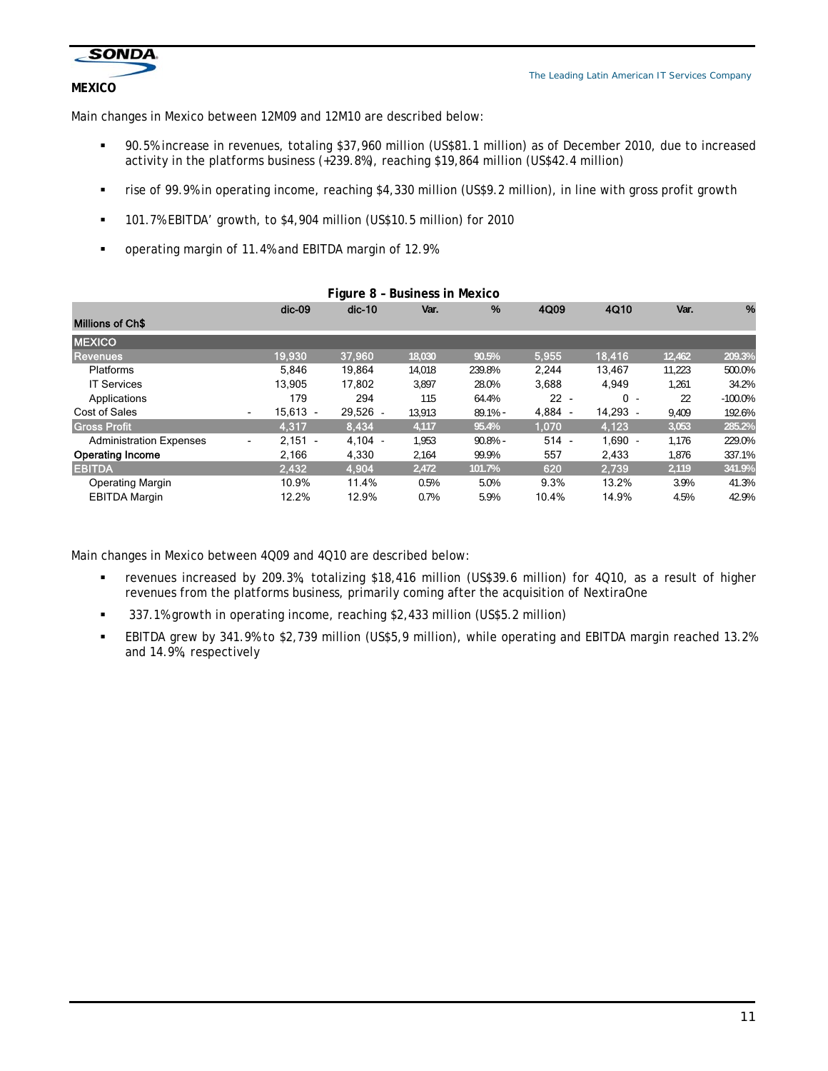## MEXICO

Main changes in Mexico between 12M09 and 12M10 are described below:

- 90.5% increase in revenues, totaling $37,960 million (US$81.1 million) as of December 2010, due to increased activity in the platforms business (+239.8%), reaching $19,864 million (US$42.4 million)
- rise of 99.9% in operating income, reaching $4,330 million (US$9.2 million), in line with gross profit growth
- 101.7% EBITDA' growth, to $4,904 million (US$10.5 million) for 2010
- operating margin of 11.4% and EBITDA margin of 12.9%

**Figure 8 – Business in Mexico**

| Millions of Ch$ | dic-09 | dic-10 | Var. | % | 4Q09 | 4Q10 | Var. | % |
|---|---|---|---|---|---|---|---|---|
| **MEXICO** | | | | | | | | |
| **Revenues** | 19,930 | 37,960 | 18,030 | 90.5% | 5,955 | 18,416 | 12,462 | 209.3% |
| Platforms | 5,846 | 19,864 | 14,018 | 239.8% | 2,244 | 13,467 | 11,223 | 500.0% |
| IT Services | 13,905 | 17,802 | 3,897 | 28.0% | 3,688 | 4,949 | 1,261 | 34.2% |
| Applications | 179 | 294 | 115 | 64.4% | 22 | - 0 | - 22 | -100.0% |
| Cost of Sales | - 15,613 | - 29,526 | - 13,913 | 89.1% | - 4,884 | - 14,293 | - 9,409 | 192.6% |
| **Gross Profit** | 4,317 | 8,434 | 4,117 | 95.4% | 1,070 | 4,123 | 3,053 | 285.2% |
| Administration Expenses | - 2,151 | - 4,104 | - 1,953 | 90.8% | - 514 | - 1,690 | - 1,176 | 229.0% |
| **Operating Income** | 2,166 | 4,330 | 2,164 | 99.9% | 557 | 2,433 | 1,876 | 337.1% |
| **EBITDA** | 2,432 | 4,904 | 2,472 | 101.7% | 620 | 2,739 | 2,119 | 341.9% |
| Operating Margin | 10.9% | 11.4% | 0.5% | 5.0% | 9.3% | 13.2% | 3.9% | 41.3% |
| EBITDA Margin | 12.2% | 12.9% | 0.7% | 5.9% | 10.4% | 14.9% | 4.5% | 42.9% |

Main changes in Mexico between 4Q09 and 4Q10 are described below:

- revenues increased by 209.3%, totalizing $18,416 million (US$39.6 million) for 4Q10, as a result of higher revenues from the platforms business, primarily coming after the acquisition of NextiraOne
- 337.1% growth in operating income, reaching $2,433 million (US$5.2 million)
- EBITDA grew by 341.9% to $2,739 million (US$5,9 million), while operating and EBITDA margin reached 13.2% and 14.9%, respectively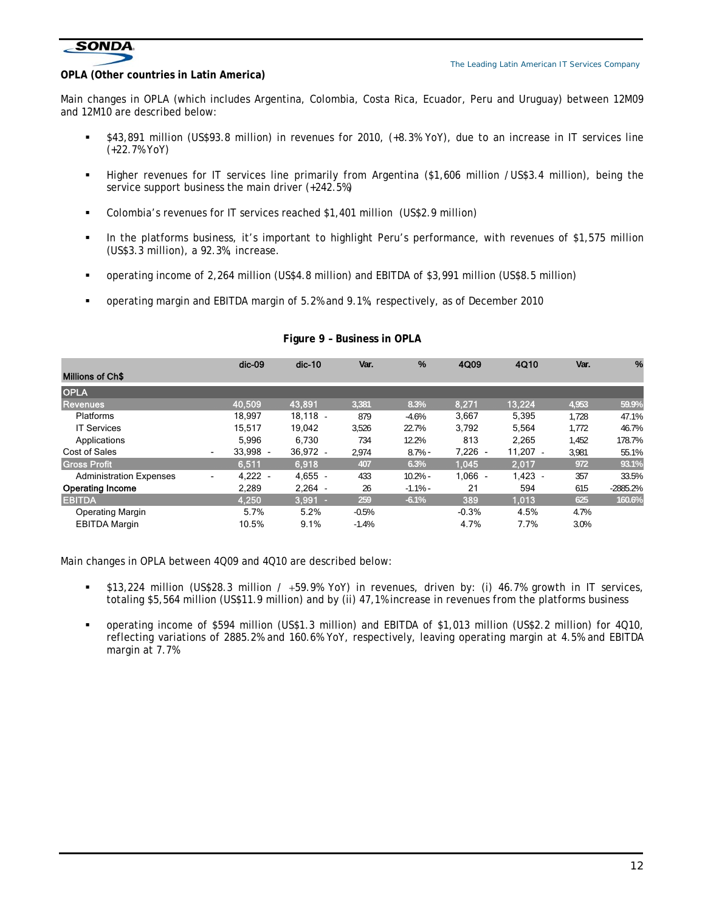## OPLA (Other countries in Latin America)

Main changes in OPLA (which includes Argentina, Colombia, Costa Rica, Ecuador, Peru and Uruguay) between 12M09 and 12M10 are described below:

- $43,891 million (US$93.8 million) in revenues for 2010, (+8.3% YoY), due to an increase in IT services line (+22.7% YoY)
- Higher revenues for IT services line primarily from Argentina ($1,606 million / US$3.4 million), being the service support business the main driver (+242.5%)
- Colombia's revenues for IT services reached $1,401 million (US$2.9 million)
- In the platforms business, it's important to highlight Peru's performance, with revenues of $1,575 million (US$3.3 million), a 92.3%, increase.
- operating income of 2,264 million (US$4.8 million) and EBITDA of $3,991 million (US$8.5 million)
- operating margin and EBITDA margin of 5.2% and 9.1%, respectively, as of December 2010

**Figure 9 – Business in OPLA**

| Millions of Ch$ | dic-09 | dic-10 | Var. | % | 4Q09 | 4Q10 | Var. | % |
|---|---|---|---|---|---|---|---|---|
| **OPLA** | | | | | | | | |
| **Revenues** | 40,509 | 43,891 | 3,381 | 8.3% | 8,271 | 13,224 | 4,953 | 59.9% |
| Platforms | 18,997 | 18,118 | -879 | -4.6% | 3,667 | 5,395 | 1,728 | 47.1% |
| IT Services | 15,517 | 19,042 | 3,526 | 22.7% | 3,792 | 5,564 | 1,772 | 46.7% |
| Applications | 5,996 | 6,730 | 734 | 12.2% | 813 | 2,265 | 1,452 | 178.7% |
| Cost of Sales | -33,998 | -36,972 | -2,974 | 8.7% | -7,226 | -11,207 | -3,981 | 55.1% |
| **Gross Profit** | 6,511 | 6,918 | 407 | 6.3% | 1,045 | 2,017 | 972 | 93.1% |
| Administration Expenses | -4,222 | -4,655 | -433 | 10.2% | -1,066 | -1,423 | -357 | 33.5% |
| **Operating Income** | 2,289 | 2,264 | -26 | -1.1% | -21 | 594 | 615 | -2885.2% |
| **EBITDA** | 4,250 | 3,991 | -259 | -6.1% | 389 | 1,013 | 625 | 160.6% |
| Operating Margin | 5.7% | 5.2% | -0.5% | | -0.3% | 4.5% | 4.7% | |
| EBITDA Margin | 10.5% | 9.1% | -1.4% | | 4.7% | 7.7% | 3.0% | |

Main changes in OPLA between 4Q09 and 4Q10 are described below:

- $13,224 million (US$28.3 million / +59.9% YoY) in revenues, driven by: (i) 46.7% growth in IT services, totaling $5,564 million (US$11.9 million) and by (ii) 47,1% increase in revenues from the platforms business
- operating income of $594 million (US$1.3 million) and EBITDA of $1,013 million (US$2.2 million) for 4Q10, reflecting variations of 2885.2% and 160.6% YoY, respectively, leaving operating margin at 4.5% and EBITDA margin at 7.7%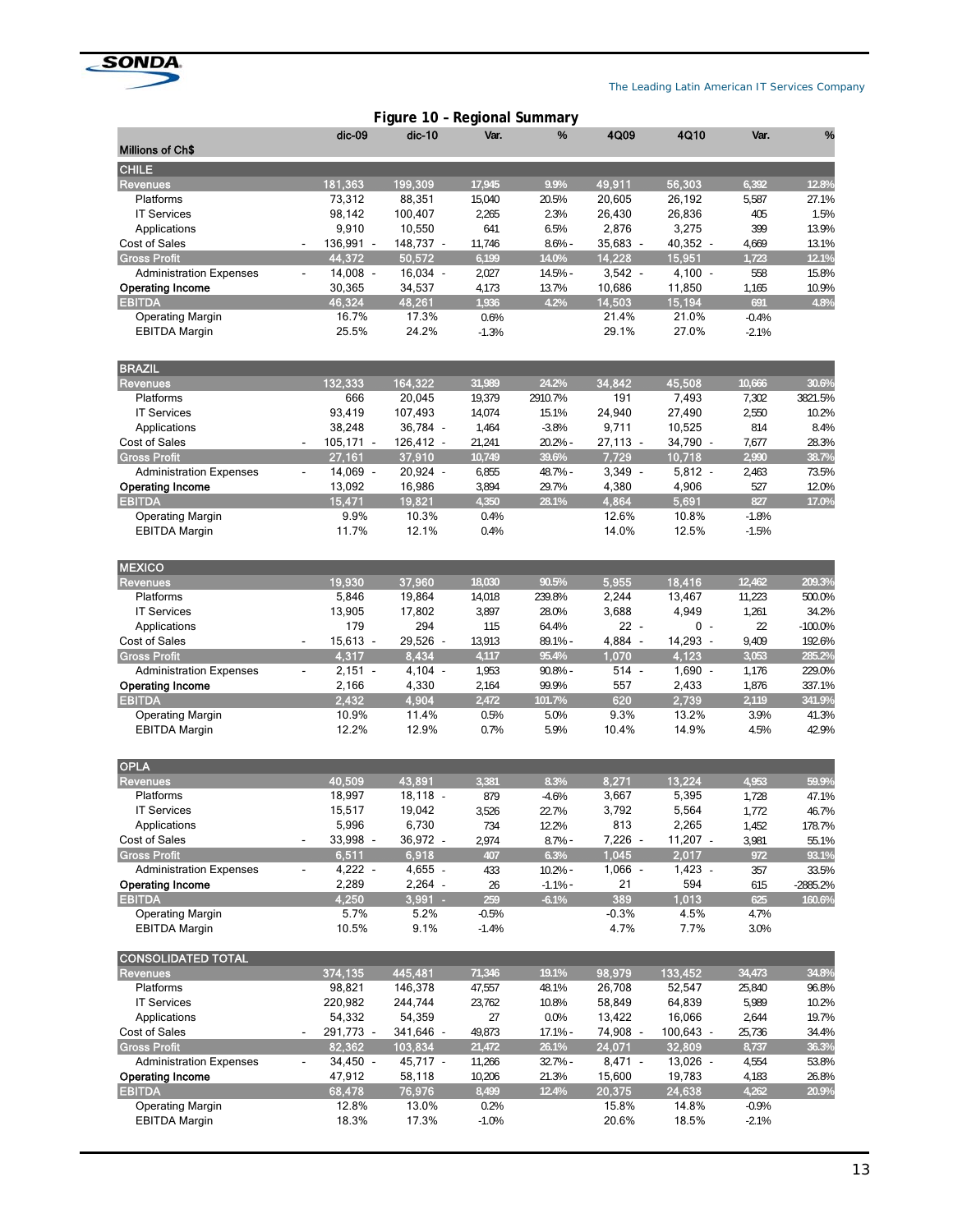## Figure 10 – Regional Summary

| Millions of Ch$ | dic-09 | dic-10 | Var. | % | 4Q09 | 4Q10 | Var. | % |
|---|---|---|---|---|---|---|---|---|
| **CHILE** | | | | | | | | |
| Revenues | 181,363 | 199,309 | 17,945 | 9.9% | 49,911 | 56,303 | 6,392 | 12.8% |
| Platforms | 73,312 | 88,351 | 15,040 | 20.5% | 20,605 | 26,192 | 5,587 | 27.1% |
| IT Services | 98,142 | 100,407 | 2,265 | 2.3% | 26,430 | 26,836 | 405 | 1.5% |
| Applications | 9,910 | 10,550 | 641 | 6.5% | 2,876 | 3,275 | 399 | 13.9% |
| Cost of Sales | - 136,991 | - 148,737 | - 11,746 | 8.6% | - 35,683 | - 40,352 | - 4,669 | 13.1% |
| Gross Profit | 44,372 | 50,572 | 6,199 | 14.0% | 14,228 | 15,951 | 1,723 | 12.1% |
| Administration Expenses | - 14,008 | - 16,034 | - 2,027 | 14.5% | - 3,542 | - 4,100 | - 558 | 15.8% |
| **Operating Income** | 30,365 | 34,537 | 4,173 | 13.7% | 10,686 | 11,850 | 1,165 | 10.9% |
| EBITDA | 46,324 | 48,261 | 1,936 | 4.2% | 14,503 | 15,194 | 691 | 4.8% |
| Operating Margin | 16.7% | 17.3% | 0.6% | | 21.4% | 21.0% | -0.4% | |
| EBITDA Margin | 25.5% | 24.2% | -1.3% | | 29.1% | 27.0% | -2.1% | |
| **BRAZIL** | | | | | | | | |
| Revenues | 132,333 | 164,322 | 31,989 | 24.2% | 34,842 | 45,508 | 10,666 | 30.6% |
| Platforms | 666 | 20,045 | 19,379 | 2910.7% | 191 | 7,493 | 7,302 | 3821.5% |
| IT Services | 93,419 | 107,493 | 14,074 | 15.1% | 24,940 | 27,490 | 2,550 | 10.2% |
| Applications | 38,248 | 36,784 | - 1,464 | -3.8% | 9,711 | 10,525 | 814 | 8.4% |
| Cost of Sales | - 105,171 | - 126,412 | - 21,241 | 20.2% | - 27,113 | - 34,790 | - 7,677 | 28.3% |
| Gross Profit | 27,161 | 37,910 | 10,749 | 39.6% | 7,729 | 10,718 | 2,990 | 38.7% |
| Administration Expenses | - 14,069 | - 20,924 | - 6,855 | 48.7% | - 3,349 | - 5,812 | - 2,463 | 73.5% |
| **Operating Income** | 13,092 | 16,986 | 3,894 | 29.7% | 4,380 | 4,906 | 527 | 12.0% |
| EBITDA | 15,471 | 19,821 | 4,350 | 28.1% | 4,864 | 5,691 | 827 | 17.0% |
| Operating Margin | 9.9% | 10.3% | 0.4% | | 12.6% | 10.8% | -1.8% | |
| EBITDA Margin | 11.7% | 12.1% | 0.4% | | 14.0% | 12.5% | -1.5% | |
| **MEXICO** | | | | | | | | |
| Revenues | 19,930 | 37,960 | 18,030 | 90.5% | 5,955 | 18,416 | 12,462 | 209.3% |
| Platforms | 5,846 | 19,864 | 14,018 | 239.8% | 2,244 | 13,467 | 11,223 | 500.0% |
| IT Services | 13,905 | 17,802 | 3,897 | 28.0% | 3,688 | 4,949 | 1,261 | 34.2% |
| Applications | 179 | 294 | 115 | 64.4% | 22 | - 0 | - 22 | -100.0% |
| Cost of Sales | - 15,613 | - 29,526 | - 13,913 | 89.1% | - 4,884 | - 14,293 | - 9,409 | 192.6% |
| Gross Profit | 4,317 | 8,434 | 4,117 | 95.4% | 1,070 | 4,123 | 3,053 | 285.2% |
| Administration Expenses | - 2,151 | - 4,104 | - 1,953 | 90.8% | - 514 | - 1,690 | - 1,176 | 229.0% |
| **Operating Income** | 2,166 | 4,330 | 2,164 | 99.9% | 557 | 2,433 | 1,876 | 337.1% |
| EBITDA | 2,432 | 4,904 | 2,472 | 101.7% | 620 | 2,739 | 2,119 | 341.9% |
| Operating Margin | 10.9% | 11.4% | 0.5% | 5.0% | 9.3% | 13.2% | 3.9% | 41.3% |
| EBITDA Margin | 12.2% | 12.9% | 0.7% | 5.9% | 10.4% | 14.9% | 4.5% | 42.9% |
| **OPLA** | | | | | | | | |
| Revenues | 40,509 | 43,891 | 3,381 | 8.3% | 8,271 | 13,224 | 4,953 | 59.9% |
| Platforms | 18,997 | 18,118 | - 879 | -4.6% | 3,667 | 5,395 | 1,728 | 47.1% |
| IT Services | 15,517 | 19,042 | 3,526 | 22.7% | 3,792 | 5,564 | 1,772 | 46.7% |
| Applications | 5,996 | 6,730 | 734 | 12.2% | 813 | 2,265 | 1,452 | 178.7% |
| Cost of Sales | - 33,998 | - 36,972 | - 2,974 | 8.7% | - 7,226 | - 11,207 | - 3,981 | 55.1% |
| Gross Profit | 6,511 | 6,918 | 407 | 6.3% | 1,045 | 2,017 | 972 | 93.1% |
| Administration Expenses | - 4,222 | - 4,655 | - 433 | 10.2% | - 1,066 | - 1,423 | - 357 | 33.5% |
| **Operating Income** | 2,289 | 2,264 | - 26 | -1.1% | - 21 | 594 | 615 | -2885.2% |
| EBITDA | 4,250 | 3,991 | - 259 | -6.1% | 389 | 1,013 | 625 | 160.6% |
| Operating Margin | 5.7% | 5.2% | -0.5% | | -0.3% | 4.5% | 4.7% | |
| EBITDA Margin | 10.5% | 9.1% | -1.4% | | 4.7% | 7.7% | 3.0% | |
| **CONSOLIDATED TOTAL** | | | | | | | | |
| Revenues | 374,135 | 445,481 | 71,346 | 19.1% | 98,979 | 133,452 | 34,473 | 34.8% |
| Platforms | 98,821 | 146,378 | 47,557 | 48.1% | 26,708 | 52,547 | 25,840 | 96.8% |
| IT Services | 220,982 | 244,744 | 23,762 | 10.8% | 58,849 | 64,839 | 5,989 | 10.2% |
| Applications | 54,332 | 54,359 | 27 | 0.0% | 13,422 | 16,066 | 2,644 | 19.7% |
| Cost of Sales | - 291,773 | - 341,646 | - 49,873 | 17.1% | - 74,908 | - 100,643 | - 25,736 | 34.4% |
| Gross Profit | 82,362 | 103,834 | 21,472 | 26.1% | 24,071 | 32,809 | 8,737 | 36.3% |
| Administration Expenses | - 34,450 | - 45,717 | - 11,266 | 32.7% | - 8,471 | - 13,026 | - 4,554 | 53.8% |
| **Operating Income** | 47,912 | 58,118 | 10,206 | 21.3% | 15,600 | 19,783 | 4,183 | 26.8% |
| EBITDA | 68,478 | 76,976 | 8,499 | 12.4% | 20,375 | 24,638 | 4,262 | 20.9% |
| Operating Margin | 12.8% | 13.0% | 0.2% | | 15.8% | 14.8% | -0.9% | |
| EBITDA Margin | 18.3% | 17.3% | -1.0% | | 20.6% | 18.5% | -2.1% | |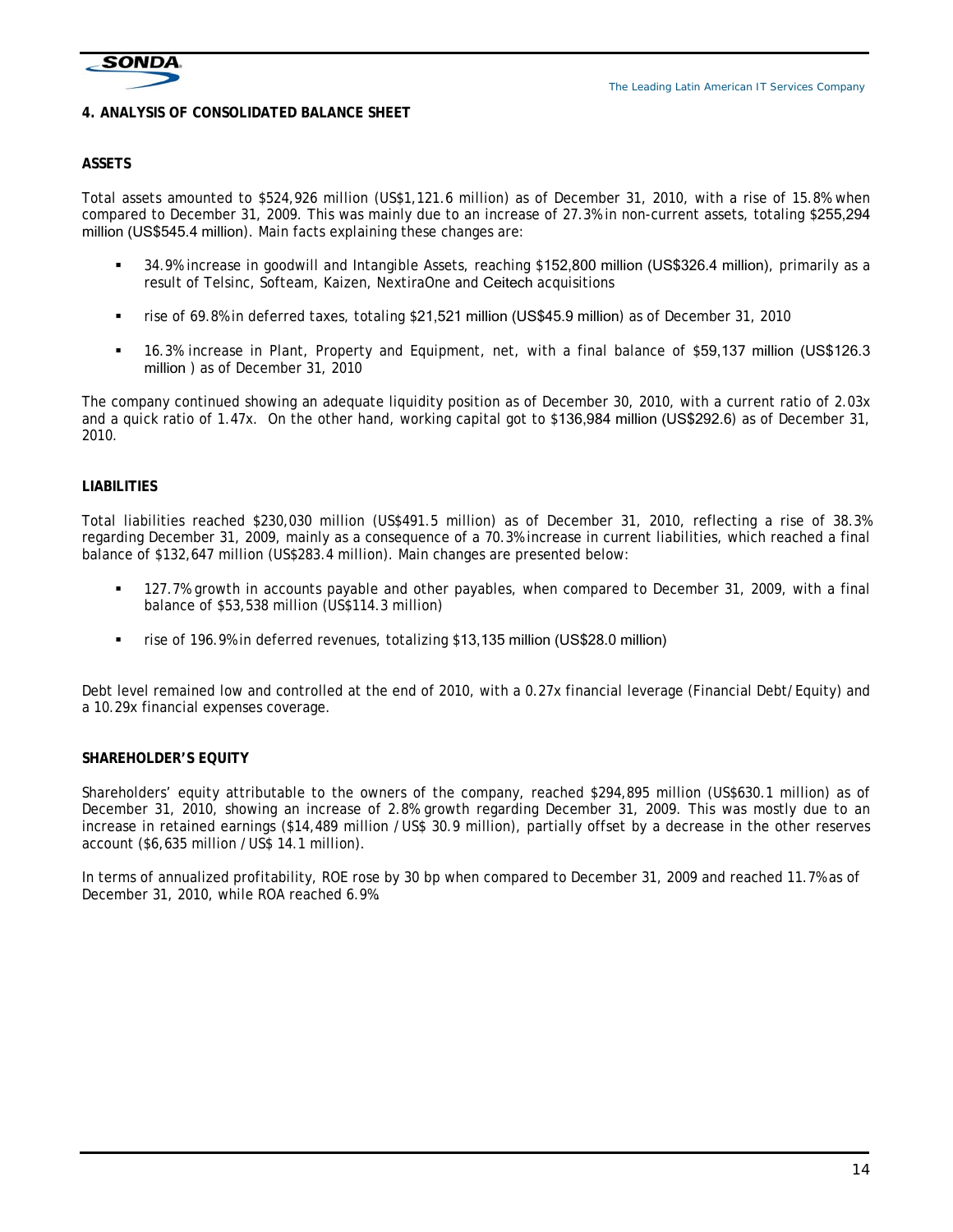## 4. ANALYSIS OF CONSOLIDATED BALANCE SHEET

### ASSETS

Total assets amounted to $524,926 million (US$1,121.6 million) as of December 31, 2010, with a rise of 15.8% when compared to December 31, 2009. This was mainly due to an increase of 27.3% in non-current assets, totaling $255,294 million (US$545.4 million). Main facts explaining these changes are:

- 34.9% increase in goodwill and Intangible Assets, reaching $152,800 million (US$326.4 million), primarily as a result of Telsinc, Softeam, Kaizen, NextiraOne and Ceitech acquisitions
- rise of 69.8% in deferred taxes, totaling $21,521 million (US$45.9 million) as of December 31, 2010
- 16.3% increase in Plant, Property and Equipment, net, with a final balance of $59,137 million (US$126.3 million ) as of December 31, 2010

The company continued showing an adequate liquidity position as of December 30, 2010, with a current ratio of 2.03x and a quick ratio of 1.47x. On the other hand, working capital got to $136,984 million (US$292.6) as of December 31, 2010.

### LIABILITIES

Total liabilities reached $230,030 million (US$491.5 million) as of December 31, 2010, reflecting a rise of 38.3% regarding December 31, 2009, mainly as a consequence of a 70.3% increase in current liabilities, which reached a final balance of $132,647 million (US$283.4 million). Main changes are presented below:

- 127.7% growth in accounts payable and other payables, when compared to December 31, 2009, with a final balance of $53,538 million (US$114.3 million)
- rise of 196.9% in deferred revenues, totalizing $13,135 million (US$28.0 million)

Debt level remained low and controlled at the end of 2010, with a 0.27x financial leverage (Financial Debt/Equity) and a 10.29x financial expenses coverage.

### SHAREHOLDER'S EQUITY

Shareholders' equity attributable to the owners of the company, reached $294,895 million (US$630.1 million) as of December 31, 2010, showing an increase of 2.8% growth regarding December 31, 2009. This was mostly due to an increase in retained earnings ($14,489 million / US$ 30.9 million), partially offset by a decrease in the other reserves account ($6,635 million / US$ 14.1 million).

In terms of annualized profitability, ROE rose by 30 bp when compared to December 31, 2009 and reached 11.7% as of December 31, 2010, while ROA reached 6.9%.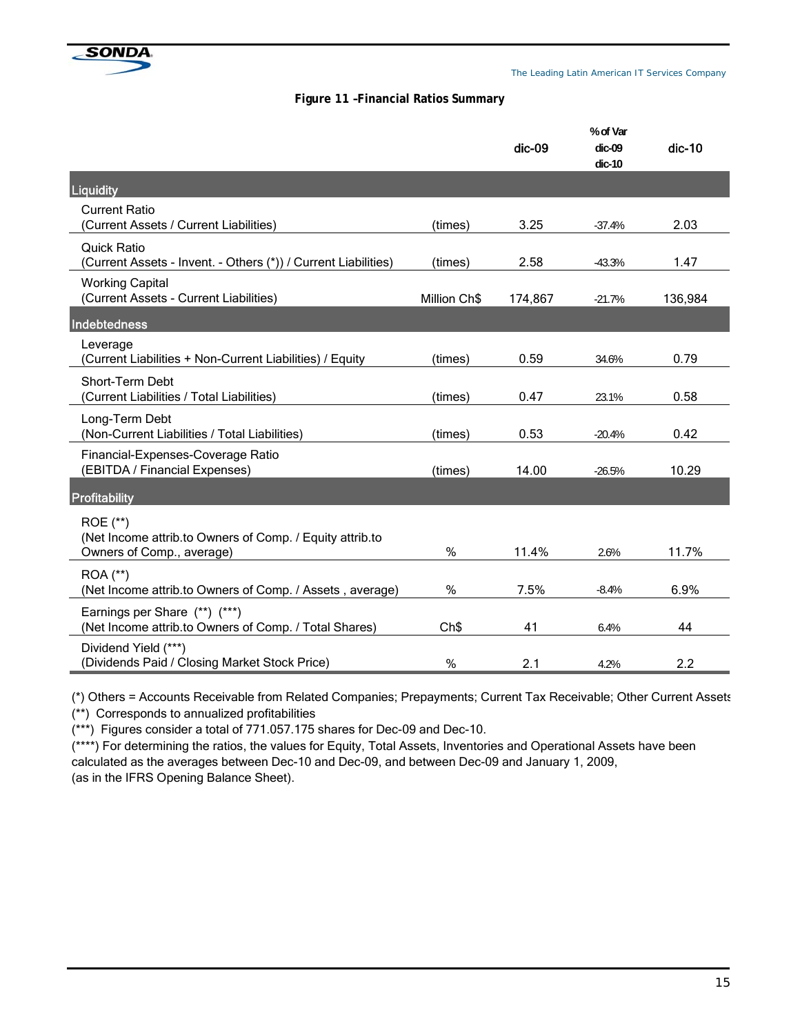**Figure 11 –Financial Ratios Summary**

| | | dic-09 | % of Var dic-09 dic-10 | dic-10 |
|---|---|---|---|---|
| **Liquidity** | | | | |
| Current Ratio (Current Assets / Current Liabilities) | (times) | 3.25 | -37.4% | 2.03 |
| Quick Ratio (Current Assets - Invent. - Others (*)) / Current Liabilities) | (times) | 2.58 | -43.3% | 1.47 |
| Working Capital (Current Assets - Current Liabilities) | Million Ch$ | 174,867 | -21.7% | 136,984 |
| **Indebtedness** | | | | |
| Leverage (Current Liabilities + Non-Current Liabilities) / Equity | (times) | 0.59 | 34.6% | 0.79 |
| Short-Term Debt (Current Liabilities / Total Liabilities) | (times) | 0.47 | 23.1% | 0.58 |
| Long-Term Debt (Non-Current Liabilities / Total Liabilities) | (times) | 0.53 | -20.4% | 0.42 |
| Financial-Expenses-Coverage Ratio (EBITDA / Financial Expenses) | (times) | 14.00 | -26.5% | 10.29 |
| **Profitability** | | | | |
| ROE (**) (Net Income attrib.to Owners of Comp. / Equity attrib.to Owners of Comp., average) | % | 11.4% | 2.6% | 11.7% |
| ROA (**) (Net Income attrib.to Owners of Comp. / Assets , average) | % | 7.5% | -8.4% | 6.9% |
| Earnings per Share (**) (***) (Net Income attrib.to Owners of Comp. / Total Shares) | Ch$ | 41 | 6.4% | 44 |
| Dividend Yield (***) (Dividends Paid / Closing Market Stock Price) | % | 2.1 | 4.2% | 2.2 |

(*) Others = Accounts Receivable from Related Companies; Prepayments; Current Tax Receivable; Other Current Assets

(**) Corresponds to annualized profitabilities

(***) Figures consider a total of 771.057.175 shares for Dec-09 and Dec-10.

(****) For determining the ratios, the values for Equity, Total Assets, Inventories and Operational Assets have been calculated as the averages between Dec-10 and Dec-09, and between Dec-09 and January 1, 2009, (as in the IFRS Opening Balance Sheet).